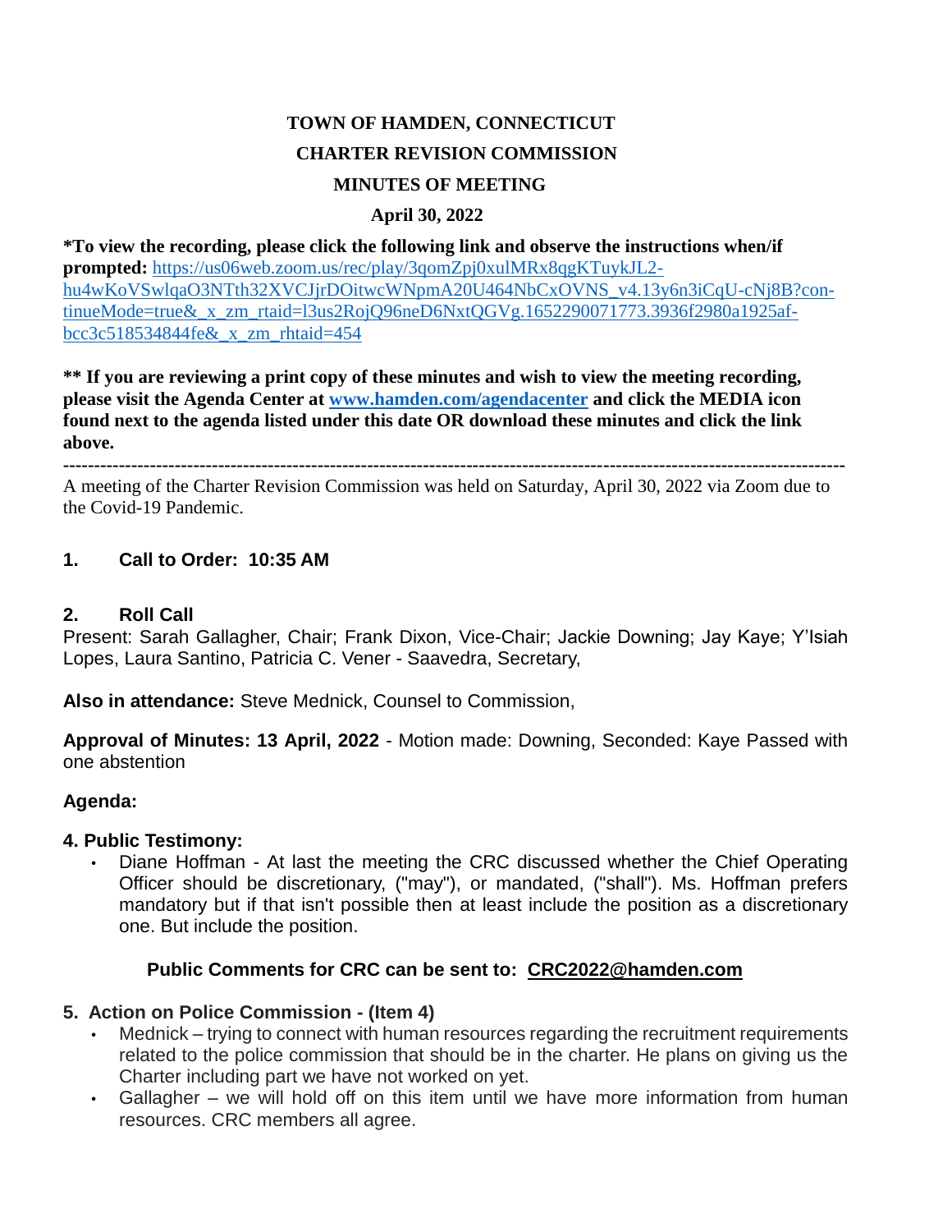**TOWN OF HAMDEN, CONNECTICUT**

**CHARTER REVISION COMMISSION**

**MINUTES OF MEETING**

**April 30, 2022**

**\*To view the recording, please click the following link and observe the instructions when/if prompted:** https://us06web.zoom.us/rec/play/3qomZpj0xulMRx8qgKTuykJL2-hu4wKoVSwlqaO3NTth32XVCJjrDOitwcWNpmA20U464NbCxOVNS_v4.13y6n3iCqU-cNj8B?continueMode=true&_x_zm_rtaid=l3us2RojQ96neD6NxtQGVg.1652290071773.3936f2980a1925af-bcc3c518534844fe&_x_zm_rhtaid=454

**\*\* If you are reviewing a print copy of these minutes and wish to view the meeting recording, please visit the Agenda Center at www.hamden.com/agendacenter and click the MEDIA icon found next to the agenda listed under this date OR download these minutes and click the link above.**

---

A meeting of the Charter Revision Commission was held on Saturday, April 30, 2022 via Zoom due to the Covid-19 Pandemic.

**1. Call to Order: 10:35 AM**

**2. Roll Call**

Present: Sarah Gallagher, Chair; Frank Dixon, Vice-Chair; Jackie Downing; Jay Kaye; Y'Isiah Lopes, Laura Santino, Patricia C. Vener - Saavedra, Secretary,

**Also in attendance:** Steve Mednick, Counsel to Commission,

**Approval of Minutes: 13 April, 2022** - Motion made: Downing, Seconded: Kaye Passed with one abstention

**Agenda:**

**4. Public Testimony:**

- Diane Hoffman - At last the meeting the CRC discussed whether the Chief Operating Officer should be discretionary, ("may"), or mandated, ("shall"). Ms. Hoffman prefers mandatory but if that isn't possible then at least include the position as a discretionary one. But include the position.

**Public Comments for CRC can be sent to: CRC2022@hamden.com**

**5. Action on Police Commission - (Item 4)**

- Mednick – trying to connect with human resources regarding the recruitment requirements related to the police commission that should be in the charter. He plans on giving us the Charter including part we have not worked on yet.
- Gallagher – we will hold off on this item until we have more information from human resources. CRC members all agree.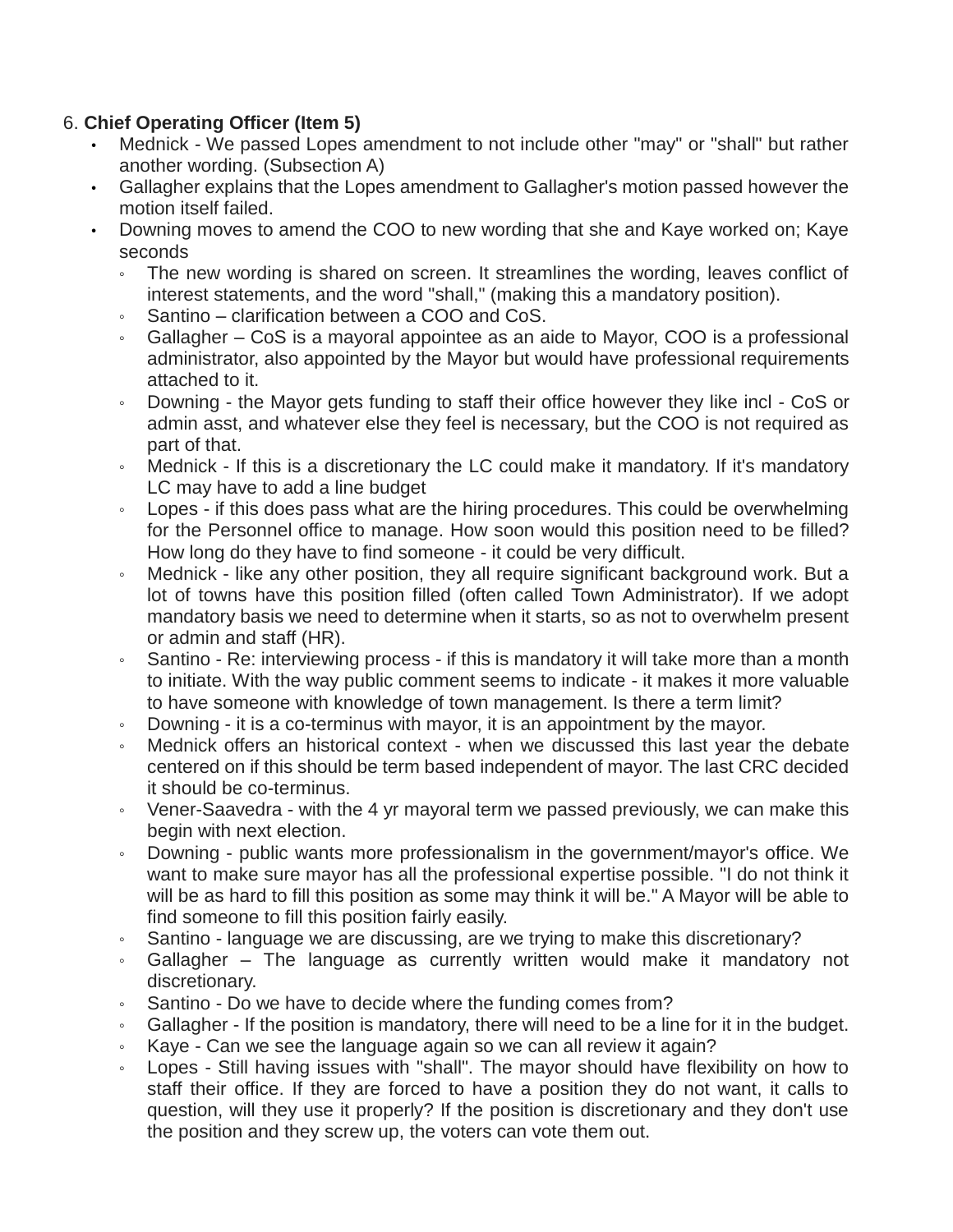6. **Chief Operating Officer (Item 5)**

- Mednick - We passed Lopes amendment to not include other "may" or "shall" but rather another wording. (Subsection A)
- Gallagher explains that the Lopes amendment to Gallagher's motion passed however the motion itself failed.
- Downing moves to amend the COO to new wording that she and Kaye worked on; Kaye seconds
  - The new wording is shared on screen. It streamlines the wording, leaves conflict of interest statements, and the word "shall," (making this a mandatory position).
  - Santino – clarification between a COO and CoS.
  - Gallagher – CoS is a mayoral appointee as an aide to Mayor, COO is a professional administrator, also appointed by the Mayor but would have professional requirements attached to it.
  - Downing - the Mayor gets funding to staff their office however they like incl - CoS or admin asst, and whatever else they feel is necessary, but the COO is not required as part of that.
  - Mednick - If this is a discretionary the LC could make it mandatory. If it's mandatory LC may have to add a line budget
  - Lopes - if this does pass what are the hiring procedures. This could be overwhelming for the Personnel office to manage. How soon would this position need to be filled? How long do they have to find someone - it could be very difficult.
  - Mednick - like any other position, they all require significant background work. But a lot of towns have this position filled (often called Town Administrator). If we adopt mandatory basis we need to determine when it starts, so as not to overwhelm present or admin and staff (HR).
  - Santino - Re: interviewing process - if this is mandatory it will take more than a month to initiate. With the way public comment seems to indicate - it makes it more valuable to have someone with knowledge of town management. Is there a term limit?
  - Downing - it is a co-terminus with mayor, it is an appointment by the mayor.
  - Mednick offers an historical context - when we discussed this last year the debate centered on if this should be term based independent of mayor. The last CRC decided it should be co-terminus.
  - Vener-Saavedra - with the 4 yr mayoral term we passed previously, we can make this begin with next election.
  - Downing - public wants more professionalism in the government/mayor's office. We want to make sure mayor has all the professional expertise possible. "I do not think it will be as hard to fill this position as some may think it will be." A Mayor will be able to find someone to fill this position fairly easily.
  - Santino - language we are discussing, are we trying to make this discretionary?
  - Gallagher – The language as currently written would make it mandatory not discretionary.
  - Santino - Do we have to decide where the funding comes from?
  - Gallagher - If the position is mandatory, there will need to be a line for it in the budget.
  - Kaye - Can we see the language again so we can all review it again?
  - Lopes - Still having issues with "shall". The mayor should have flexibility on how to staff their office. If they are forced to have a position they do not want, it calls to question, will they use it properly? If the position is discretionary and they don't use the position and they screw up, the voters can vote them out.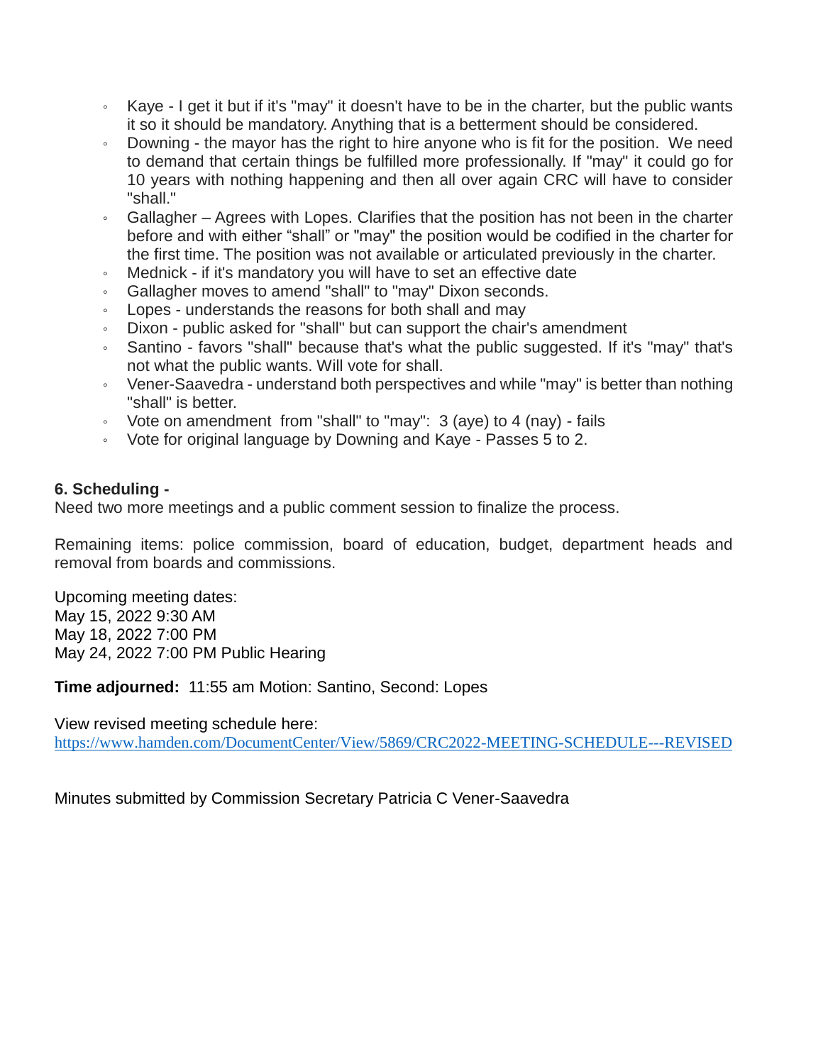- Kaye - I get it but if it's "may" it doesn't have to be in the charter, but the public wants it so it should be mandatory. Anything that is a betterment should be considered.
- Downing - the mayor has the right to hire anyone who is fit for the position. We need to demand that certain things be fulfilled more professionally. If "may" it could go for 10 years with nothing happening and then all over again CRC will have to consider "shall."
- Gallagher – Agrees with Lopes. Clarifies that the position has not been in the charter before and with either "shall" or "may" the position would be codified in the charter for the first time. The position was not available or articulated previously in the charter.
- Mednick - if it's mandatory you will have to set an effective date
- Gallagher moves to amend "shall" to "may" Dixon seconds.
- Lopes - understands the reasons for both shall and may
- Dixon - public asked for "shall" but can support the chair's amendment
- Santino - favors "shall" because that's what the public suggested. If it's "may" that's not what the public wants. Will vote for shall.
- Vener-Saavedra - understand both perspectives and while "may" is better than nothing "shall" is better.
- Vote on amendment from "shall" to "may": 3 (aye) to 4 (nay) - fails
- Vote for original language by Downing and Kaye - Passes 5 to 2.

**6. Scheduling -**
Need two more meetings and a public comment session to finalize the process.

Remaining items: police commission, board of education, budget, department heads and removal from boards and commissions.

Upcoming meeting dates:
May 15, 2022 9:30 AM
May 18, 2022 7:00 PM
May 24, 2022 7:00 PM Public Hearing

**Time adjourned:** 11:55 am Motion: Santino, Second: Lopes

View revised meeting schedule here:
https://www.hamden.com/DocumentCenter/View/5869/CRC2022-MEETING-SCHEDULE---REVISED

Minutes submitted by Commission Secretary Patricia C Vener-Saavedra